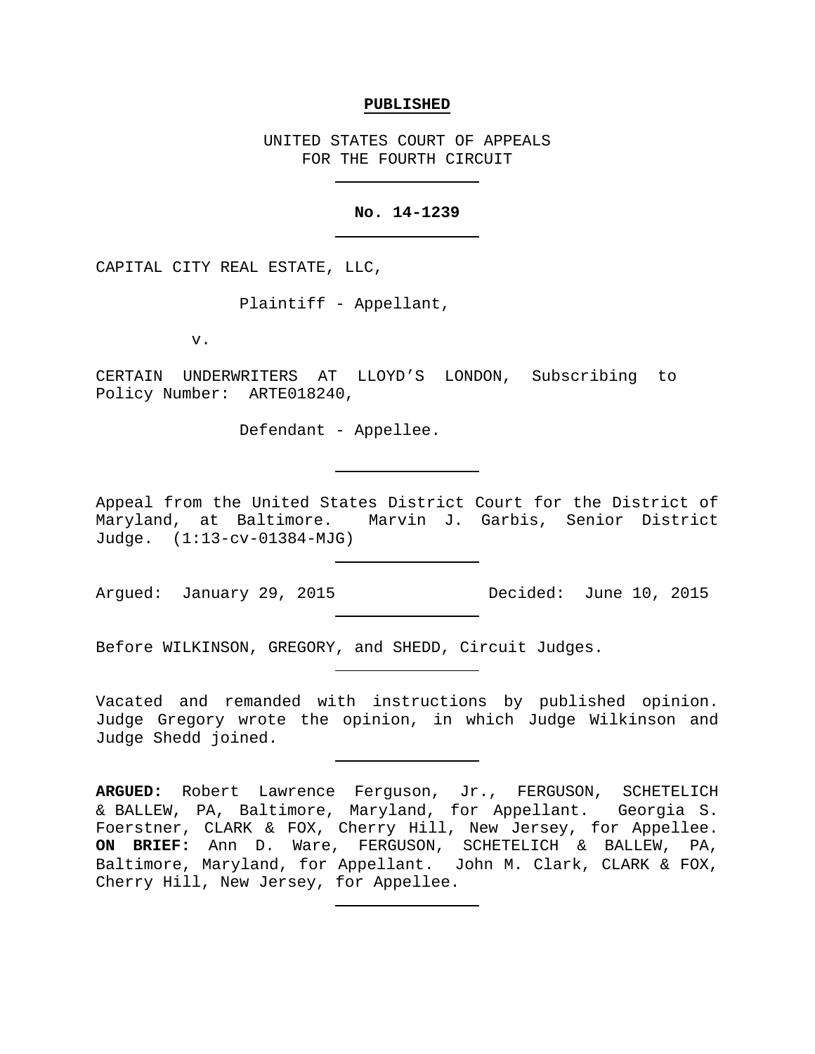**PUBLISHED**

UNITED STATES COURT OF APPEALS
FOR THE FOURTH CIRCUIT

---

**No. 14-1239**

---

CAPITAL CITY REAL ESTATE, LLC,

Plaintiff - Appellant,

v.

CERTAIN UNDERWRITERS AT LLOYD'S LONDON, Subscribing to Policy Number: ARTE018240,

Defendant - Appellee.

---

Appeal from the United States District Court for the District of Maryland, at Baltimore. Marvin J. Garbis, Senior District Judge. (1:13-cv-01384-MJG)

---

Argued: January 29, 2015 Decided: June 10, 2015

---

Before WILKINSON, GREGORY, and SHEDD, Circuit Judges.

---

Vacated and remanded with instructions by published opinion. Judge Gregory wrote the opinion, in which Judge Wilkinson and Judge Shedd joined.

---

**ARGUED:** Robert Lawrence Ferguson, Jr., FERGUSON, SCHETELICH & BALLEW, PA, Baltimore, Maryland, for Appellant. Georgia S. Foerstner, CLARK & FOX, Cherry Hill, New Jersey, for Appellee. **ON BRIEF:** Ann D. Ware, FERGUSON, SCHETELICH & BALLEW, PA, Baltimore, Maryland, for Appellant. John M. Clark, CLARK & FOX, Cherry Hill, New Jersey, for Appellee.

---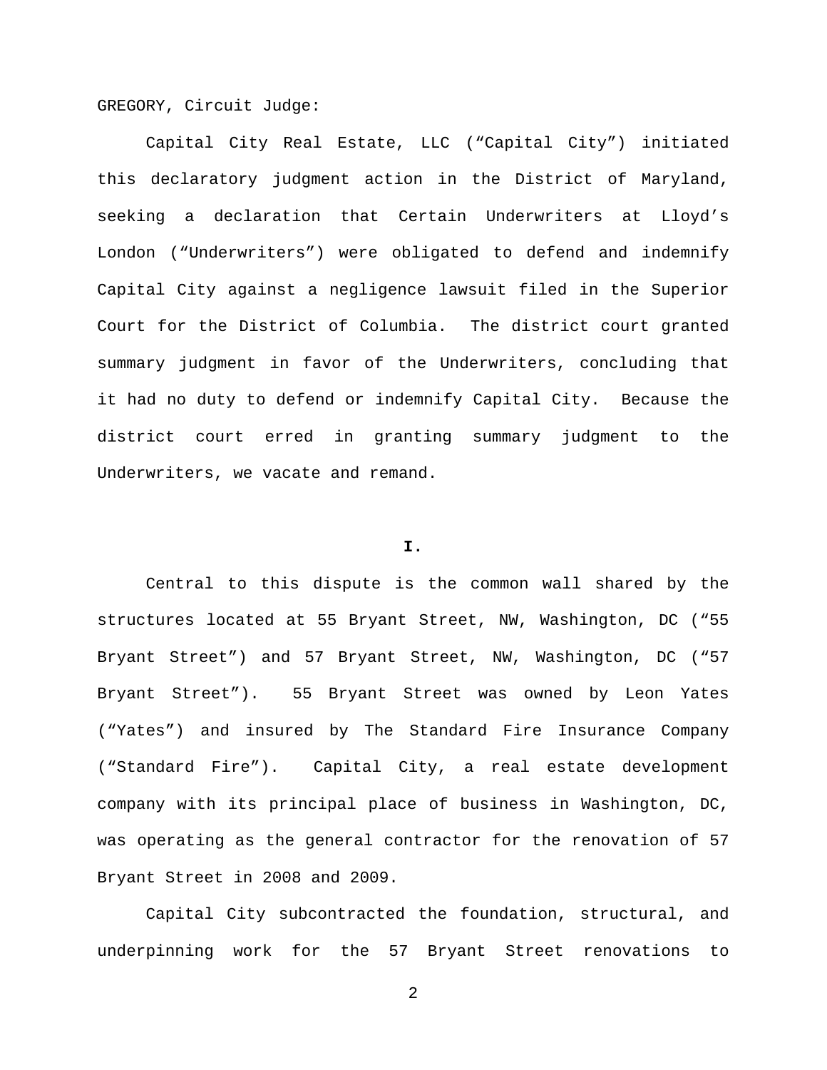GREGORY, Circuit Judge:

Capital City Real Estate, LLC ("Capital City") initiated this declaratory judgment action in the District of Maryland, seeking a declaration that Certain Underwriters at Lloyd's London ("Underwriters") were obligated to defend and indemnify Capital City against a negligence lawsuit filed in the Superior Court for the District of Columbia. The district court granted summary judgment in favor of the Underwriters, concluding that it had no duty to defend or indemnify Capital City. Because the district court erred in granting summary judgment to the Underwriters, we vacate and remand.

## I.

Central to this dispute is the common wall shared by the structures located at 55 Bryant Street, NW, Washington, DC ("55 Bryant Street") and 57 Bryant Street, NW, Washington, DC ("57 Bryant Street"). 55 Bryant Street was owned by Leon Yates ("Yates") and insured by The Standard Fire Insurance Company ("Standard Fire"). Capital City, a real estate development company with its principal place of business in Washington, DC, was operating as the general contractor for the renovation of 57 Bryant Street in 2008 and 2009.

Capital City subcontracted the foundation, structural, and underpinning work for the 57 Bryant Street renovations to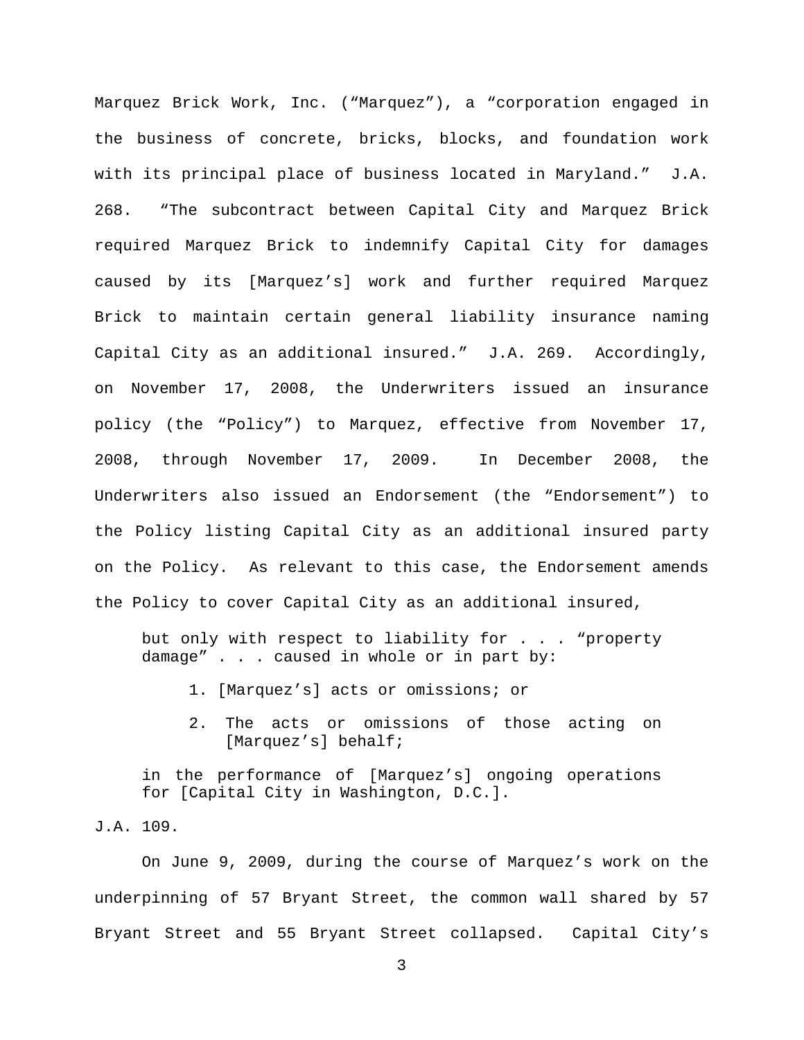Marquez Brick Work, Inc. (“Marquez”), a “corporation engaged in the business of concrete, bricks, blocks, and foundation work with its principal place of business located in Maryland.” J.A. 268. “The subcontract between Capital City and Marquez Brick required Marquez Brick to indemnify Capital City for damages caused by its [Marquez’s] work and further required Marquez Brick to maintain certain general liability insurance naming Capital City as an additional insured.” J.A. 269. Accordingly, on November 17, 2008, the Underwriters issued an insurance policy (the “Policy”) to Marquez, effective from November 17, 2008, through November 17, 2009. In December 2008, the Underwriters also issued an Endorsement (the “Endorsement”) to the Policy listing Capital City as an additional insured party on the Policy. As relevant to this case, the Endorsement amends the Policy to cover Capital City as an additional insured,

> but only with respect to liability for . . . “property damage” . . . caused in whole or in part by:
>
> 1. [Marquez’s] acts or omissions; or
> 2. The acts or omissions of those acting on [Marquez’s] behalf;
>
> in the performance of [Marquez’s] ongoing operations for [Capital City in Washington, D.C.].

J.A. 109.

On June 9, 2009, during the course of Marquez’s work on the underpinning of 57 Bryant Street, the common wall shared by 57 Bryant Street and 55 Bryant Street collapsed. Capital City’s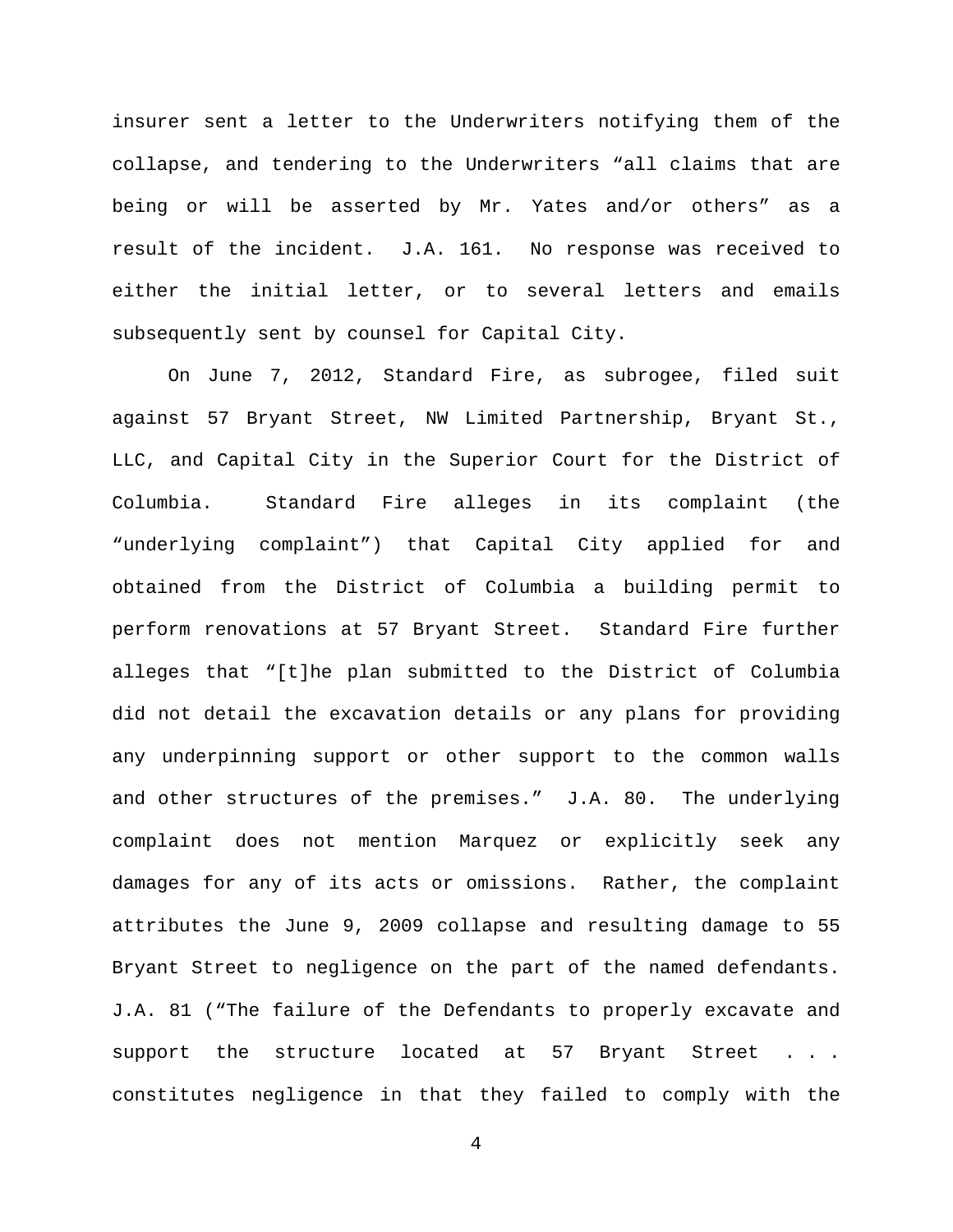insurer sent a letter to the Underwriters notifying them of the collapse, and tendering to the Underwriters "all claims that are being or will be asserted by Mr. Yates and/or others" as a result of the incident. J.A. 161. No response was received to either the initial letter, or to several letters and emails subsequently sent by counsel for Capital City.

On June 7, 2012, Standard Fire, as subrogee, filed suit against 57 Bryant Street, NW Limited Partnership, Bryant St., LLC, and Capital City in the Superior Court for the District of Columbia. Standard Fire alleges in its complaint (the "underlying complaint") that Capital City applied for and obtained from the District of Columbia a building permit to perform renovations at 57 Bryant Street. Standard Fire further alleges that "[t]he plan submitted to the District of Columbia did not detail the excavation details or any plans for providing any underpinning support or other support to the common walls and other structures of the premises." J.A. 80. The underlying complaint does not mention Marquez or explicitly seek any damages for any of its acts or omissions. Rather, the complaint attributes the June 9, 2009 collapse and resulting damage to 55 Bryant Street to negligence on the part of the named defendants. J.A. 81 ("The failure of the Defendants to properly excavate and support the structure located at 57 Bryant Street . . . constitutes negligence in that they failed to comply with the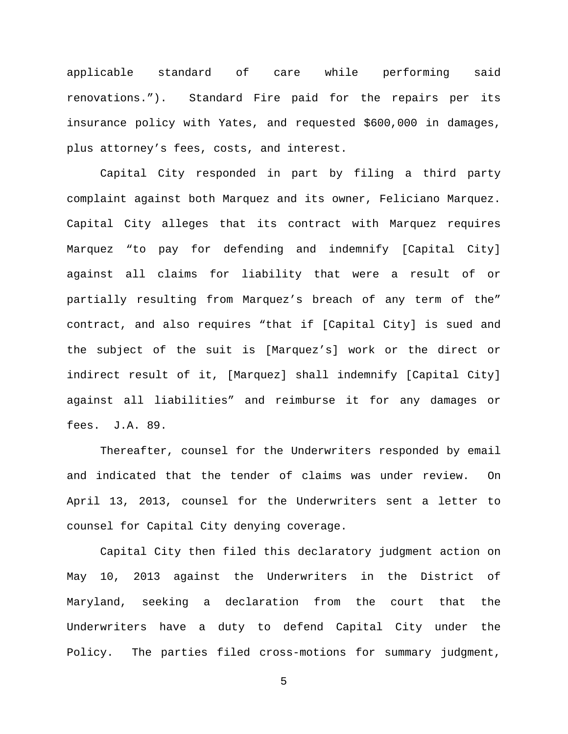applicable standard of care while performing said renovations.”). Standard Fire paid for the repairs per its insurance policy with Yates, and requested $600,000 in damages, plus attorney’s fees, costs, and interest.

Capital City responded in part by filing a third party complaint against both Marquez and its owner, Feliciano Marquez. Capital City alleges that its contract with Marquez requires Marquez “to pay for defending and indemnify [Capital City] against all claims for liability that were a result of or partially resulting from Marquez’s breach of any term of the” contract, and also requires “that if [Capital City] is sued and the subject of the suit is [Marquez’s] work or the direct or indirect result of it, [Marquez] shall indemnify [Capital City] against all liabilities” and reimburse it for any damages or fees. J.A. 89.

Thereafter, counsel for the Underwriters responded by email and indicated that the tender of claims was under review. On April 13, 2013, counsel for the Underwriters sent a letter to counsel for Capital City denying coverage.

Capital City then filed this declaratory judgment action on May 10, 2013 against the Underwriters in the District of Maryland, seeking a declaration from the court that the Underwriters have a duty to defend Capital City under the Policy. The parties filed cross-motions for summary judgment,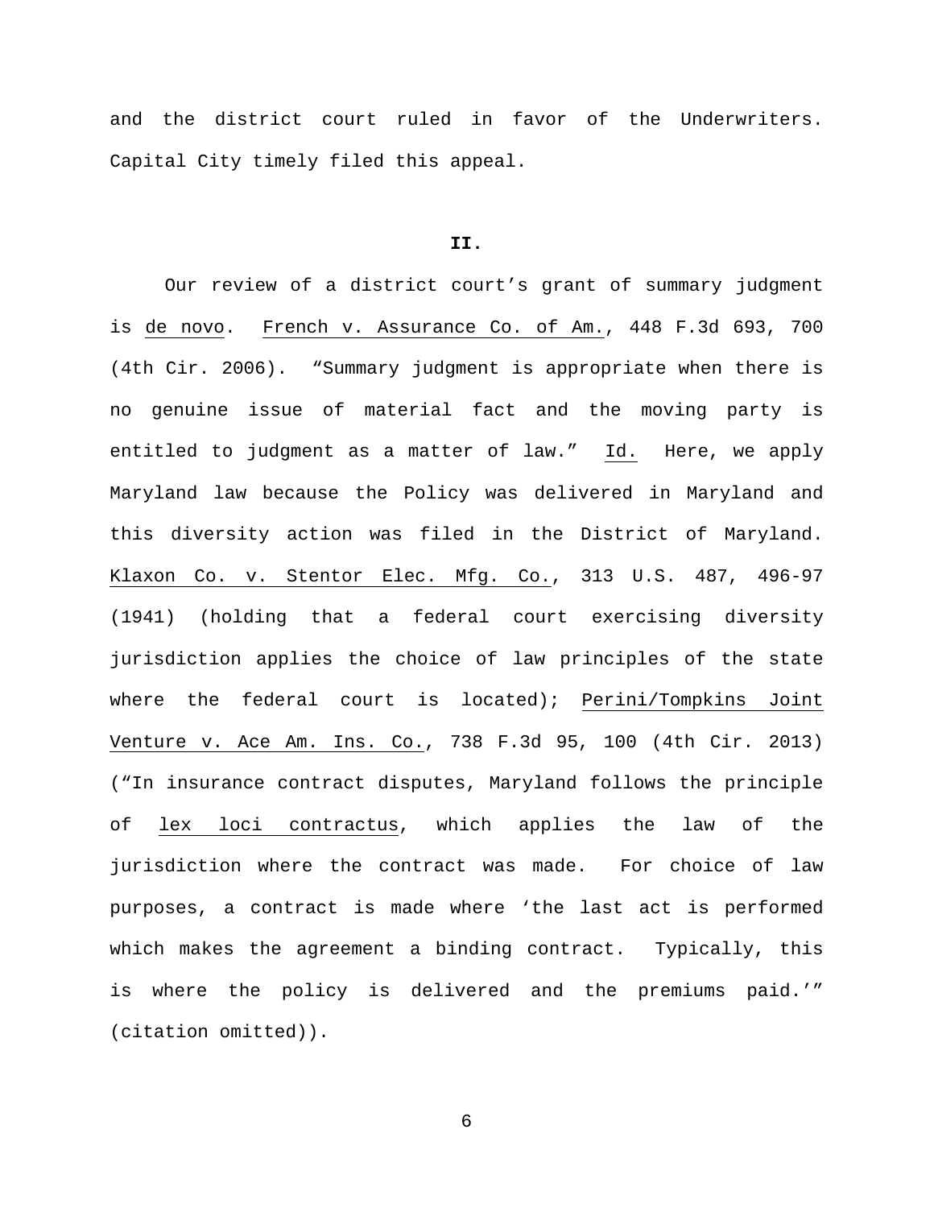and the district court ruled in favor of the Underwriters. Capital City timely filed this appeal.

## II.

Our review of a district court's grant of summary judgment is *de novo*. *French v. Assurance Co. of Am.*, 448 F.3d 693, 700 (4th Cir. 2006). "Summary judgment is appropriate when there is no genuine issue of material fact and the moving party is entitled to judgment as a matter of law." *Id.* Here, we apply Maryland law because the Policy was delivered in Maryland and this diversity action was filed in the District of Maryland. *Klaxon Co. v. Stentor Elec. Mfg. Co.*, 313 U.S. 487, 496-97 (1941) (holding that a federal court exercising diversity jurisdiction applies the choice of law principles of the state where the federal court is located); *Perini/Tompkins Joint Venture v. Ace Am. Ins. Co.*, 738 F.3d 95, 100 (4th Cir. 2013) ("In insurance contract disputes, Maryland follows the principle of *lex loci contractus*, which applies the law of the jurisdiction where the contract was made. For choice of law purposes, a contract is made where 'the last act is performed which makes the agreement a binding contract. Typically, this is where the policy is delivered and the premiums paid.'" (citation omitted)).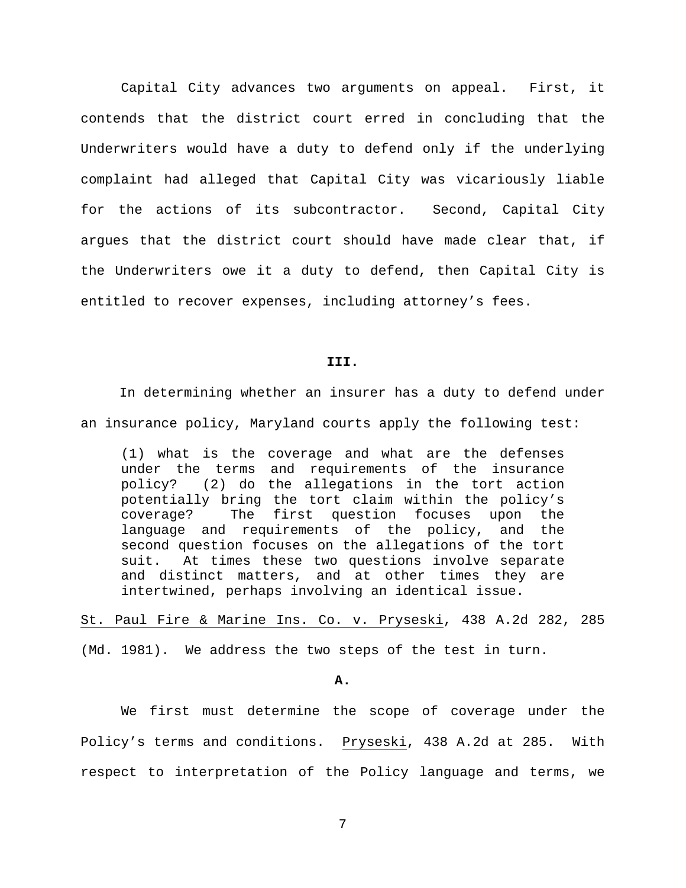Capital City advances two arguments on appeal. First, it contends that the district court erred in concluding that the Underwriters would have a duty to defend only if the underlying complaint had alleged that Capital City was vicariously liable for the actions of its subcontractor. Second, Capital City argues that the district court should have made clear that, if the Underwriters owe it a duty to defend, then Capital City is entitled to recover expenses, including attorney's fees.

## III.

In determining whether an insurer has a duty to defend under an insurance policy, Maryland courts apply the following test:

> (1) what is the coverage and what are the defenses under the terms and requirements of the insurance policy? (2) do the allegations in the tort action potentially bring the tort claim within the policy's coverage? The first question focuses upon the language and requirements of the policy, and the second question focuses on the allegations of the tort suit. At times these two questions involve separate and distinct matters, and at other times they are intertwined, perhaps involving an identical issue.

St. Paul Fire & Marine Ins. Co. v. Pryseski, 438 A.2d 282, 285 (Md. 1981). We address the two steps of the test in turn.

### A.

We first must determine the scope of coverage under the Policy's terms and conditions. Pryseski, 438 A.2d at 285. With respect to interpretation of the Policy language and terms, we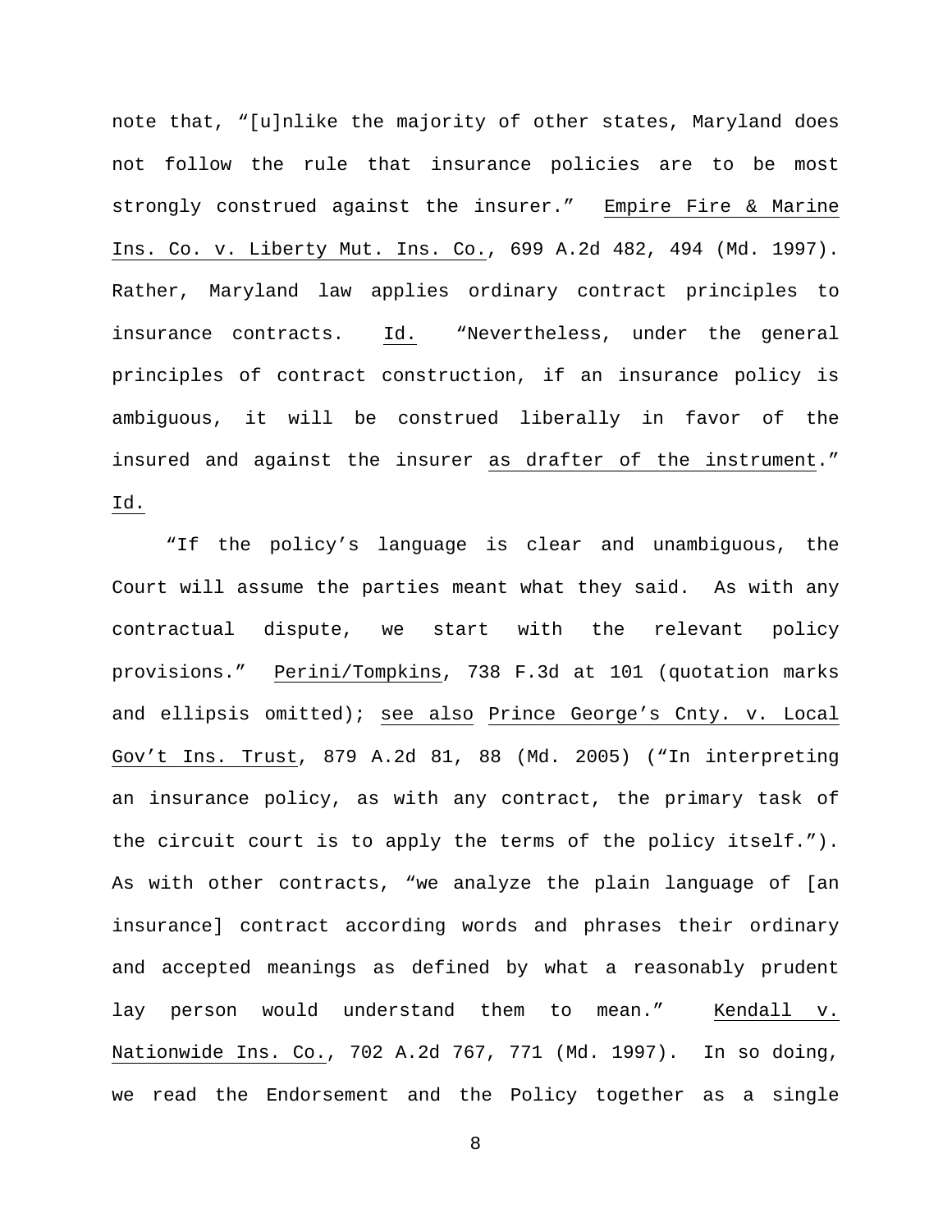note that, "[u]nlike the majority of other states, Maryland does not follow the rule that insurance policies are to be most strongly construed against the insurer." Empire Fire & Marine Ins. Co. v. Liberty Mut. Ins. Co., 699 A.2d 482, 494 (Md. 1997). Rather, Maryland law applies ordinary contract principles to insurance contracts. Id. "Nevertheless, under the general principles of contract construction, if an insurance policy is ambiguous, it will be construed liberally in favor of the insured and against the insurer as drafter of the instrument." Id.

"If the policy's language is clear and unambiguous, the Court will assume the parties meant what they said. As with any contractual dispute, we start with the relevant policy provisions." Perini/Tompkins, 738 F.3d at 101 (quotation marks and ellipsis omitted); see also Prince George's Cnty. v. Local Gov't Ins. Trust, 879 A.2d 81, 88 (Md. 2005) ("In interpreting an insurance policy, as with any contract, the primary task of the circuit court is to apply the terms of the policy itself."). As with other contracts, "we analyze the plain language of [an insurance] contract according words and phrases their ordinary and accepted meanings as defined by what a reasonably prudent lay person would understand them to mean." Kendall v. Nationwide Ins. Co., 702 A.2d 767, 771 (Md. 1997). In so doing, we read the Endorsement and the Policy together as a single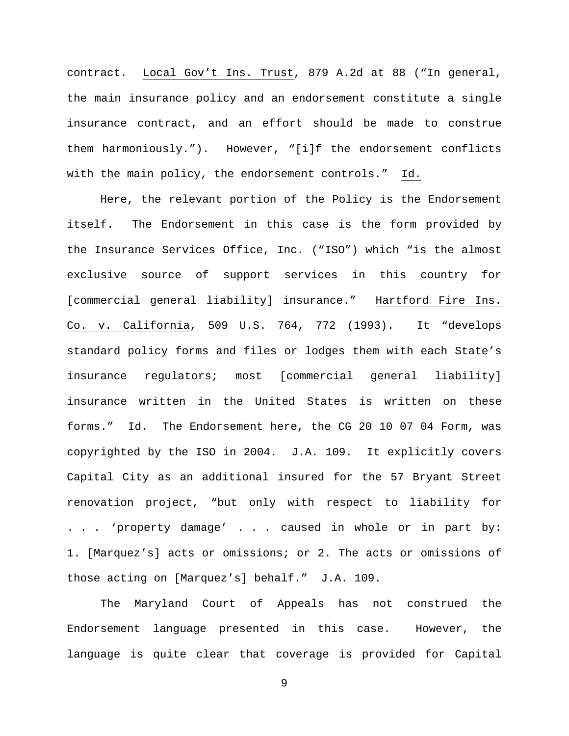contract. Local Gov't Ins. Trust, 879 A.2d at 88 ("In general, the main insurance policy and an endorsement constitute a single insurance contract, and an effort should be made to construe them harmoniously."). However, "[i]f the endorsement conflicts with the main policy, the endorsement controls." Id.

Here, the relevant portion of the Policy is the Endorsement itself. The Endorsement in this case is the form provided by the Insurance Services Office, Inc. ("ISO") which "is the almost exclusive source of support services in this country for [commercial general liability] insurance." Hartford Fire Ins. Co. v. California, 509 U.S. 764, 772 (1993). It "develops standard policy forms and files or lodges them with each State's insurance regulators; most [commercial general liability] insurance written in the United States is written on these forms." Id. The Endorsement here, the CG 20 10 07 04 Form, was copyrighted by the ISO in 2004. J.A. 109. It explicitly covers Capital City as an additional insured for the 57 Bryant Street renovation project, "but only with respect to liability for . . . 'property damage' . . . caused in whole or in part by: 1. [Marquez's] acts or omissions; or 2. The acts or omissions of those acting on [Marquez's] behalf." J.A. 109.

The Maryland Court of Appeals has not construed the Endorsement language presented in this case. However, the language is quite clear that coverage is provided for Capital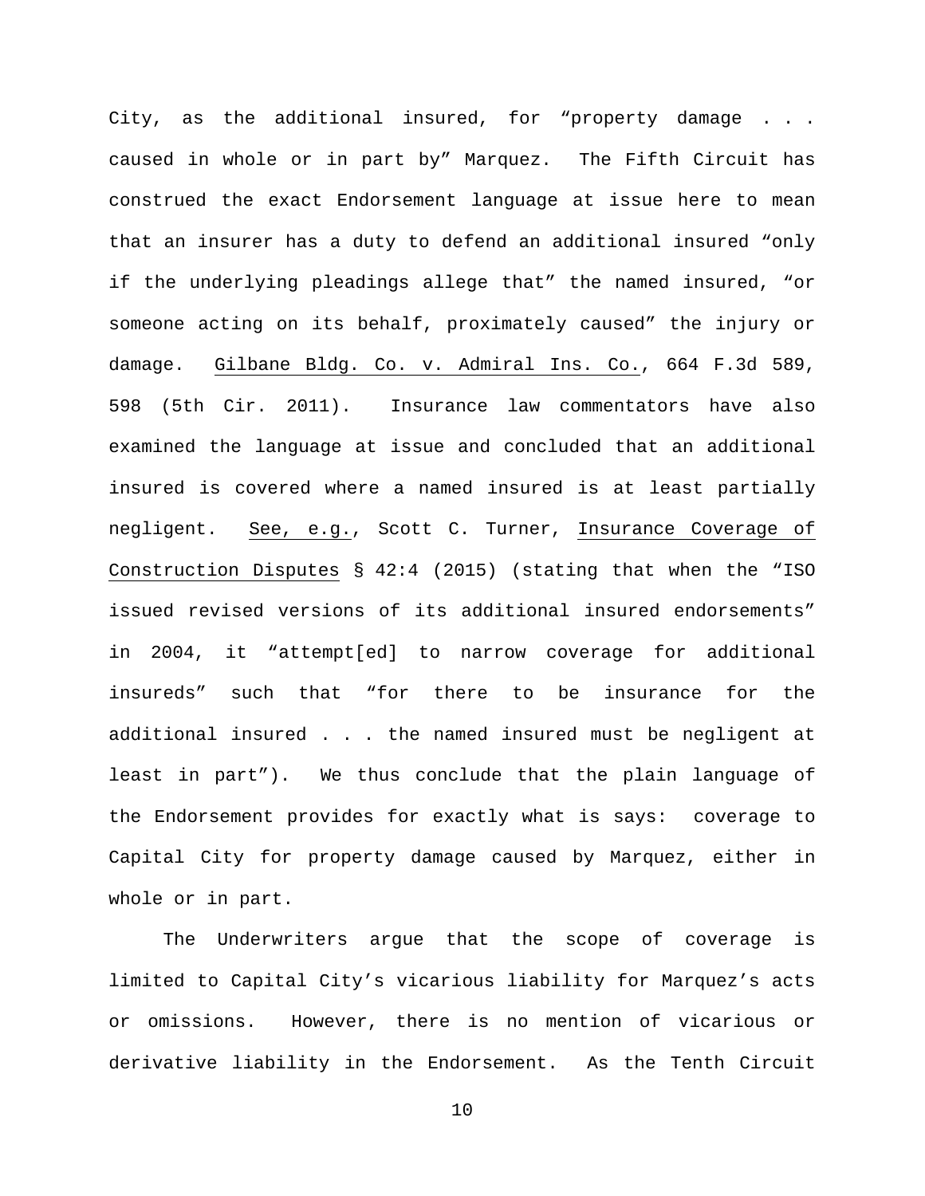City, as the additional insured, for "property damage . . . caused in whole or in part by" Marquez. The Fifth Circuit has construed the exact Endorsement language at issue here to mean that an insurer has a duty to defend an additional insured "only if the underlying pleadings allege that" the named insured, "or someone acting on its behalf, proximately caused" the injury or damage. Gilbane Bldg. Co. v. Admiral Ins. Co., 664 F.3d 589, 598 (5th Cir. 2011). Insurance law commentators have also examined the language at issue and concluded that an additional insured is covered where a named insured is at least partially negligent. See, e.g., Scott C. Turner, Insurance Coverage of Construction Disputes § 42:4 (2015) (stating that when the "ISO issued revised versions of its additional insured endorsements" in 2004, it "attempt[ed] to narrow coverage for additional insureds" such that "for there to be insurance for the additional insured . . . the named insured must be negligent at least in part"). We thus conclude that the plain language of the Endorsement provides for exactly what is says: coverage to Capital City for property damage caused by Marquez, either in whole or in part.

The Underwriters argue that the scope of coverage is limited to Capital City's vicarious liability for Marquez's acts or omissions. However, there is no mention of vicarious or derivative liability in the Endorsement. As the Tenth Circuit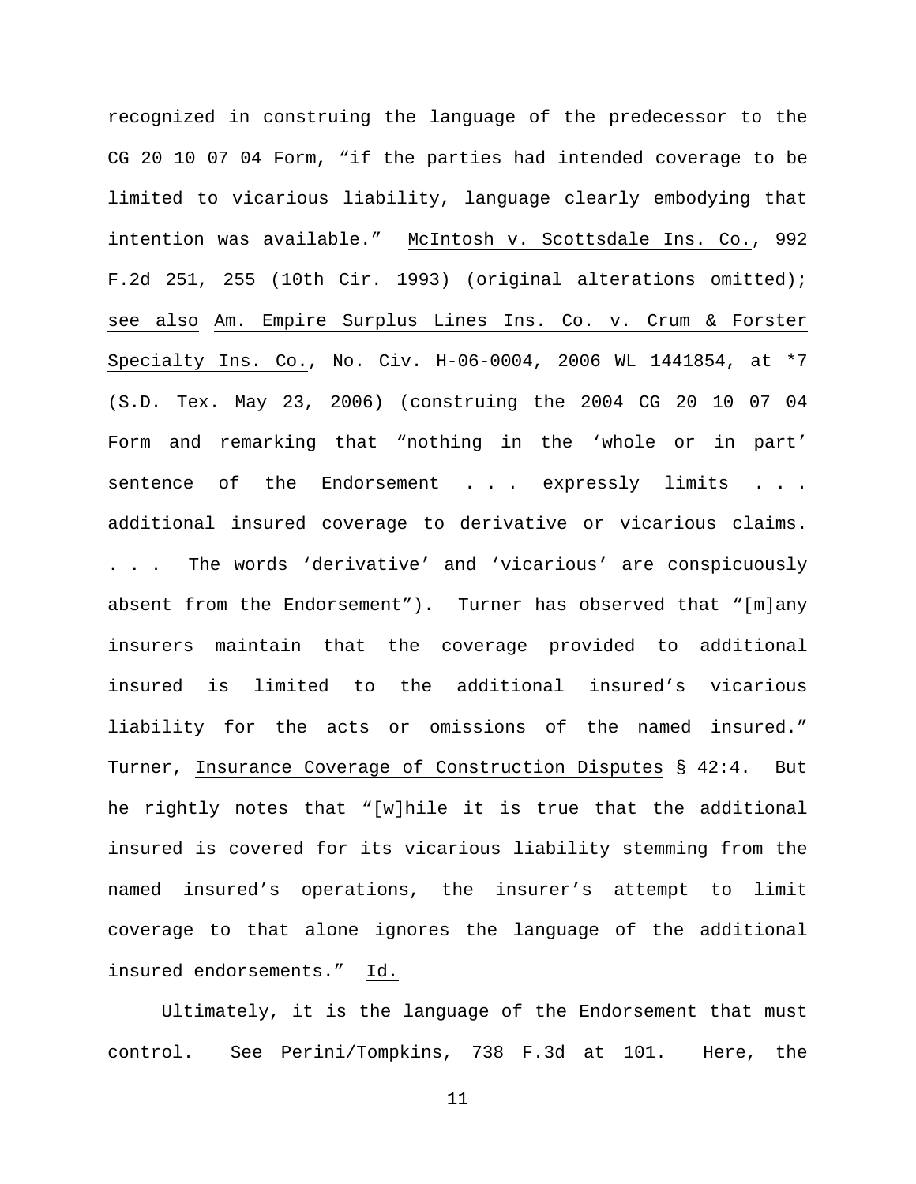recognized in construing the language of the predecessor to the CG 20 10 07 04 Form, "if the parties had intended coverage to be limited to vicarious liability, language clearly embodying that intention was available." McIntosh v. Scottsdale Ins. Co., 992 F.2d 251, 255 (10th Cir. 1993) (original alterations omitted); see also Am. Empire Surplus Lines Ins. Co. v. Crum & Forster Specialty Ins. Co., No. Civ. H-06-0004, 2006 WL 1441854, at *7 (S.D. Tex. May 23, 2006) (construing the 2004 CG 20 10 07 04 Form and remarking that "nothing in the 'whole or in part' sentence of the Endorsement . . . expressly limits . . . additional insured coverage to derivative or vicarious claims. . . . The words 'derivative' and 'vicarious' are conspicuously absent from the Endorsement"). Turner has observed that "[m]any insurers maintain that the coverage provided to additional insured is limited to the additional insured's vicarious liability for the acts or omissions of the named insured." Turner, Insurance Coverage of Construction Disputes § 42:4. But he rightly notes that "[w]hile it is true that the additional insured is covered for its vicarious liability stemming from the named insured's operations, the insurer's attempt to limit coverage to that alone ignores the language of the additional insured endorsements." Id.

Ultimately, it is the language of the Endorsement that must control. See Perini/Tompkins, 738 F.3d at 101. Here, the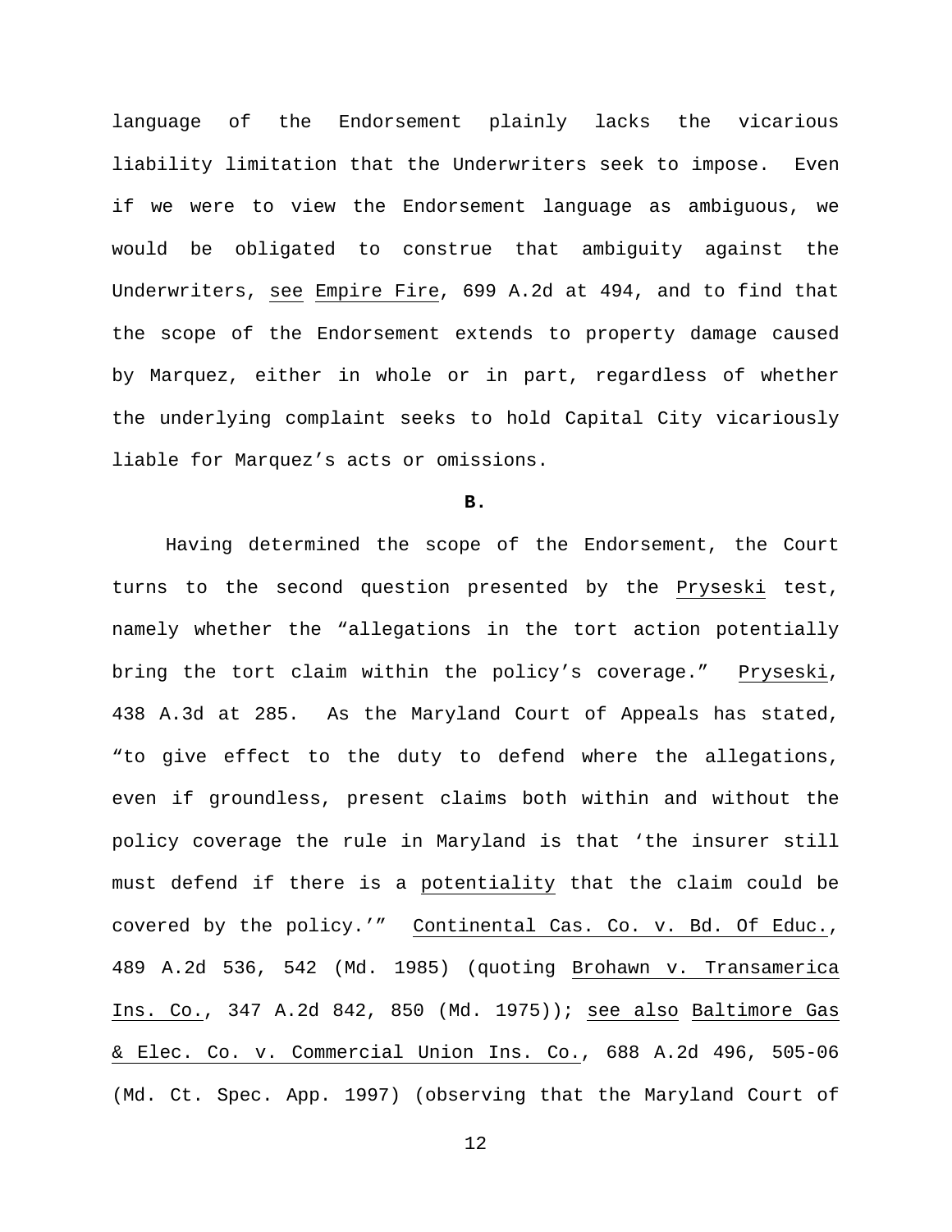language of the Endorsement plainly lacks the vicarious liability limitation that the Underwriters seek to impose. Even if we were to view the Endorsement language as ambiguous, we would be obligated to construe that ambiguity against the Underwriters, see Empire Fire, 699 A.2d at 494, and to find that the scope of the Endorsement extends to property damage caused by Marquez, either in whole or in part, regardless of whether the underlying complaint seeks to hold Capital City vicariously liable for Marquez's acts or omissions.

**B.**

Having determined the scope of the Endorsement, the Court turns to the second question presented by the Pryseski test, namely whether the "allegations in the tort action potentially bring the tort claim within the policy's coverage." Pryseski, 438 A.3d at 285. As the Maryland Court of Appeals has stated, "to give effect to the duty to defend where the allegations, even if groundless, present claims both within and without the policy coverage the rule in Maryland is that 'the insurer still must defend if there is a potentiality that the claim could be covered by the policy.'" Continental Cas. Co. v. Bd. Of Educ., 489 A.2d 536, 542 (Md. 1985) (quoting Brohawn v. Transamerica Ins. Co., 347 A.2d 842, 850 (Md. 1975)); see also Baltimore Gas & Elec. Co. v. Commercial Union Ins. Co., 688 A.2d 496, 505-06 (Md. Ct. Spec. App. 1997) (observing that the Maryland Court of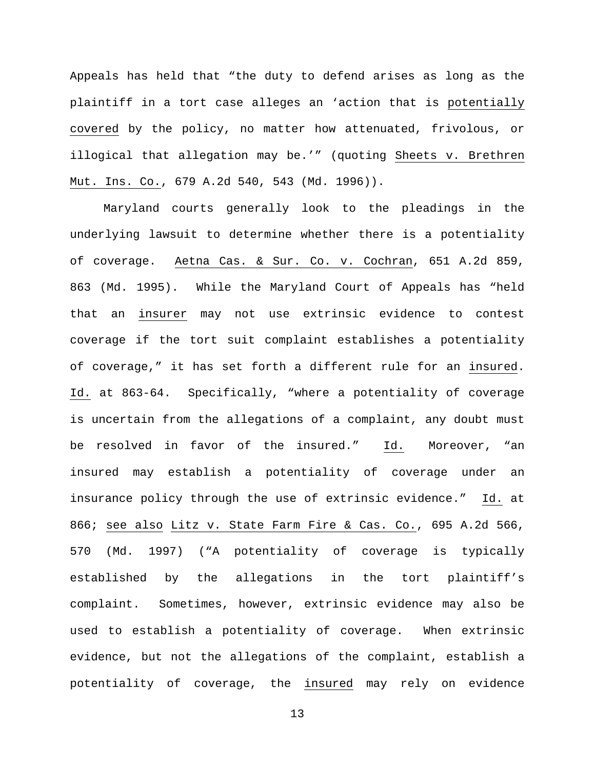Appeals has held that "the duty to defend arises as long as the plaintiff in a tort case alleges an 'action that is <u>potentially covered</u> by the policy, no matter how attenuated, frivolous, or illogical that allegation may be.'" (quoting <u>Sheets v. Brethren Mut. Ins. Co.</u>, 679 A.2d 540, 543 (Md. 1996)).

Maryland courts generally look to the pleadings in the underlying lawsuit to determine whether there is a potentiality of coverage. <u>Aetna Cas. & Sur. Co. v. Cochran</u>, 651 A.2d 859, 863 (Md. 1995). While the Maryland Court of Appeals has "held that an <u>insurer</u> may not use extrinsic evidence to contest coverage if the tort suit complaint establishes a potentiality of coverage," it has set forth a different rule for an <u>insured</u>. <u>Id.</u> at 863-64. Specifically, "where a potentiality of coverage is uncertain from the allegations of a complaint, any doubt must be resolved in favor of the insured." <u>Id.</u> Moreover, "an insured may establish a potentiality of coverage under an insurance policy through the use of extrinsic evidence." <u>Id.</u> at 866; <u>see also</u> <u>Litz v. State Farm Fire & Cas. Co.</u>, 695 A.2d 566, 570 (Md. 1997) ("A potentiality of coverage is typically established by the allegations in the tort plaintiff's complaint. Sometimes, however, extrinsic evidence may also be used to establish a potentiality of coverage. When extrinsic evidence, but not the allegations of the complaint, establish a potentiality of coverage, the <u>insured</u> may rely on evidence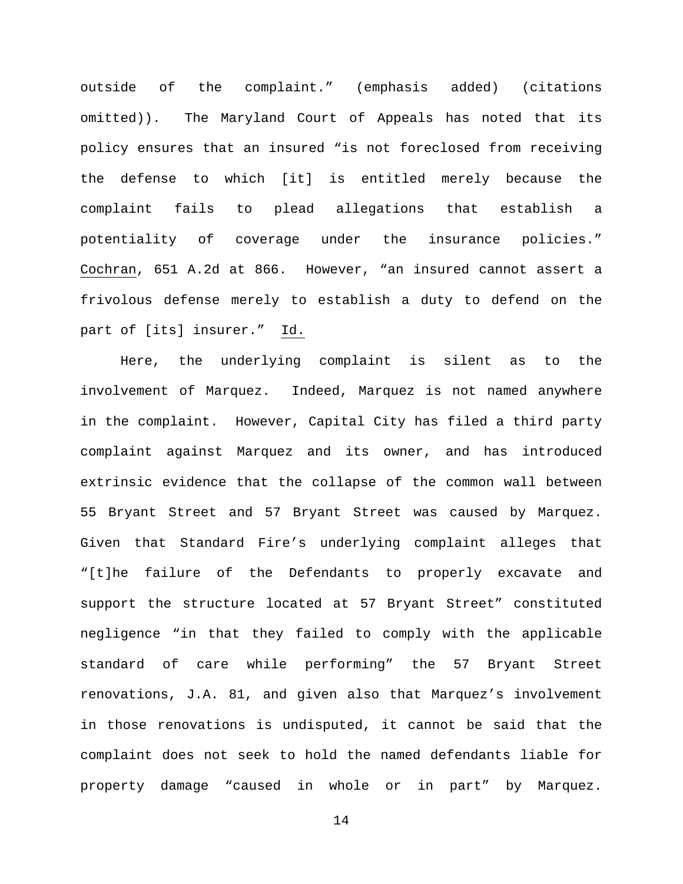outside of the complaint." (emphasis added) (citations omitted)). The Maryland Court of Appeals has noted that its policy ensures that an insured "is not foreclosed from receiving the defense to which [it] is entitled merely because the complaint fails to plead allegations that establish a potentiality of coverage under the insurance policies." Cochran, 651 A.2d at 866. However, "an insured cannot assert a frivolous defense merely to establish a duty to defend on the part of [its] insurer." Id.

Here, the underlying complaint is silent as to the involvement of Marquez. Indeed, Marquez is not named anywhere in the complaint. However, Capital City has filed a third party complaint against Marquez and its owner, and has introduced extrinsic evidence that the collapse of the common wall between 55 Bryant Street and 57 Bryant Street was caused by Marquez. Given that Standard Fire's underlying complaint alleges that "[t]he failure of the Defendants to properly excavate and support the structure located at 57 Bryant Street" constituted negligence "in that they failed to comply with the applicable standard of care while performing" the 57 Bryant Street renovations, J.A. 81, and given also that Marquez's involvement in those renovations is undisputed, it cannot be said that the complaint does not seek to hold the named defendants liable for property damage "caused in whole or in part" by Marquez.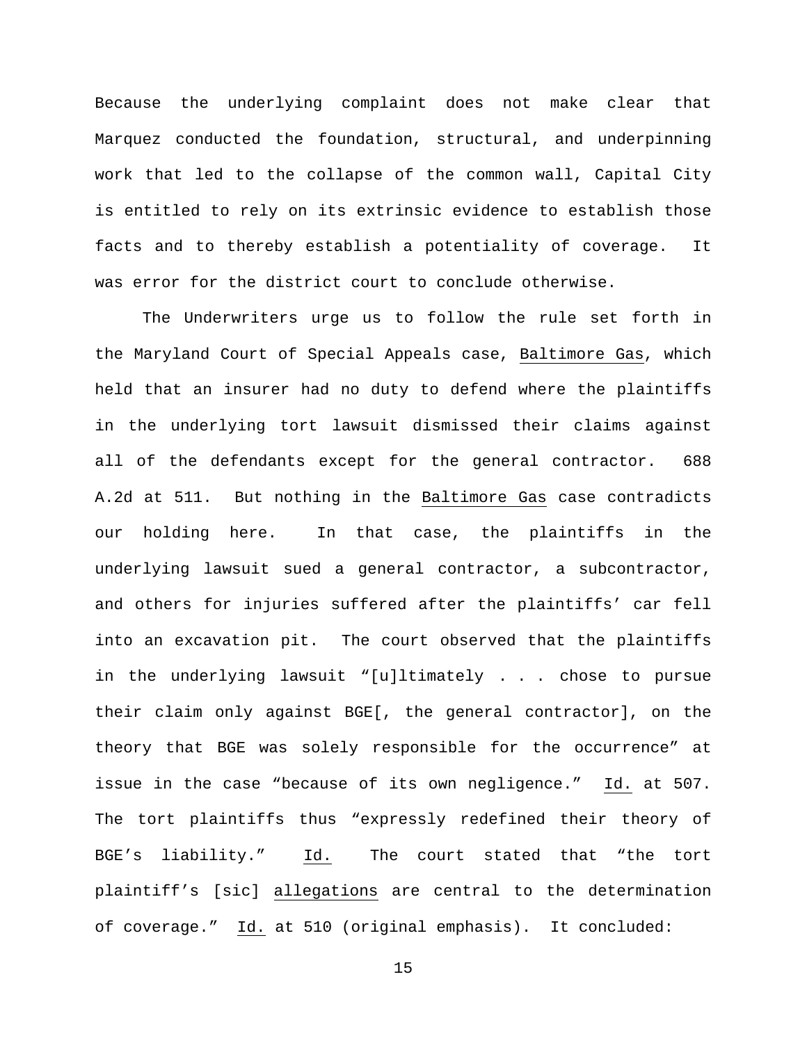Because the underlying complaint does not make clear that Marquez conducted the foundation, structural, and underpinning work that led to the collapse of the common wall, Capital City is entitled to rely on its extrinsic evidence to establish those facts and to thereby establish a potentiality of coverage. It was error for the district court to conclude otherwise.

The Underwriters urge us to follow the rule set forth in the Maryland Court of Special Appeals case, Baltimore Gas, which held that an insurer had no duty to defend where the plaintiffs in the underlying tort lawsuit dismissed their claims against all of the defendants except for the general contractor. 688 A.2d at 511. But nothing in the Baltimore Gas case contradicts our holding here. In that case, the plaintiffs in the underlying lawsuit sued a general contractor, a subcontractor, and others for injuries suffered after the plaintiffs' car fell into an excavation pit. The court observed that the plaintiffs in the underlying lawsuit "[u]ltimately . . . chose to pursue their claim only against BGE[, the general contractor], on the theory that BGE was solely responsible for the occurrence" at issue in the case "because of its own negligence." Id. at 507. The tort plaintiffs thus "expressly redefined their theory of BGE's liability." Id. The court stated that "the tort plaintiff's [sic] allegations are central to the determination of coverage." Id. at 510 (original emphasis). It concluded: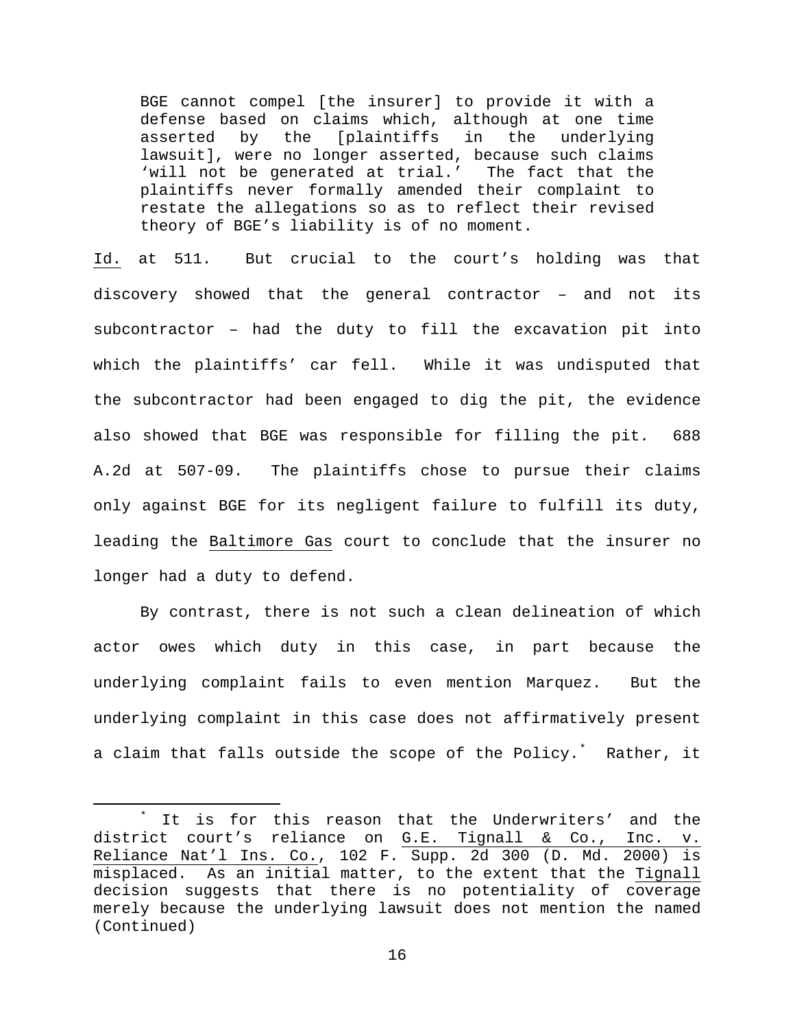> BGE cannot compel [the insurer] to provide it with a defense based on claims which, although at one time asserted by the [plaintiffs in the underlying lawsuit], were no longer asserted, because such claims 'will not be generated at trial.' The fact that the plaintiffs never formally amended their complaint to restate the allegations so as to reflect their revised theory of BGE's liability is of no moment.

Id. at 511. But crucial to the court's holding was that discovery showed that the general contractor – and not its subcontractor – had the duty to fill the excavation pit into which the plaintiffs' car fell. While it was undisputed that the subcontractor had been engaged to dig the pit, the evidence also showed that BGE was responsible for filling the pit. 688 A.2d at 507-09. The plaintiffs chose to pursue their claims only against BGE for its negligent failure to fulfill its duty, leading the Baltimore Gas court to conclude that the insurer no longer had a duty to defend.

By contrast, there is not such a clean delineation of which actor owes which duty in this case, in part because the underlying complaint fails to even mention Marquez. But the underlying complaint in this case does not affirmatively present a claim that falls outside the scope of the Policy.* Rather, it

---

\* It is for this reason that the Underwriters' and the district court's reliance on G.E. Tignall & Co., Inc. v. Reliance Nat'l Ins. Co., 102 F. Supp. 2d 300 (D. Md. 2000) is misplaced. As an initial matter, to the extent that the Tignall decision suggests that there is no potentiality of coverage merely because the underlying lawsuit does not mention the named (Continued)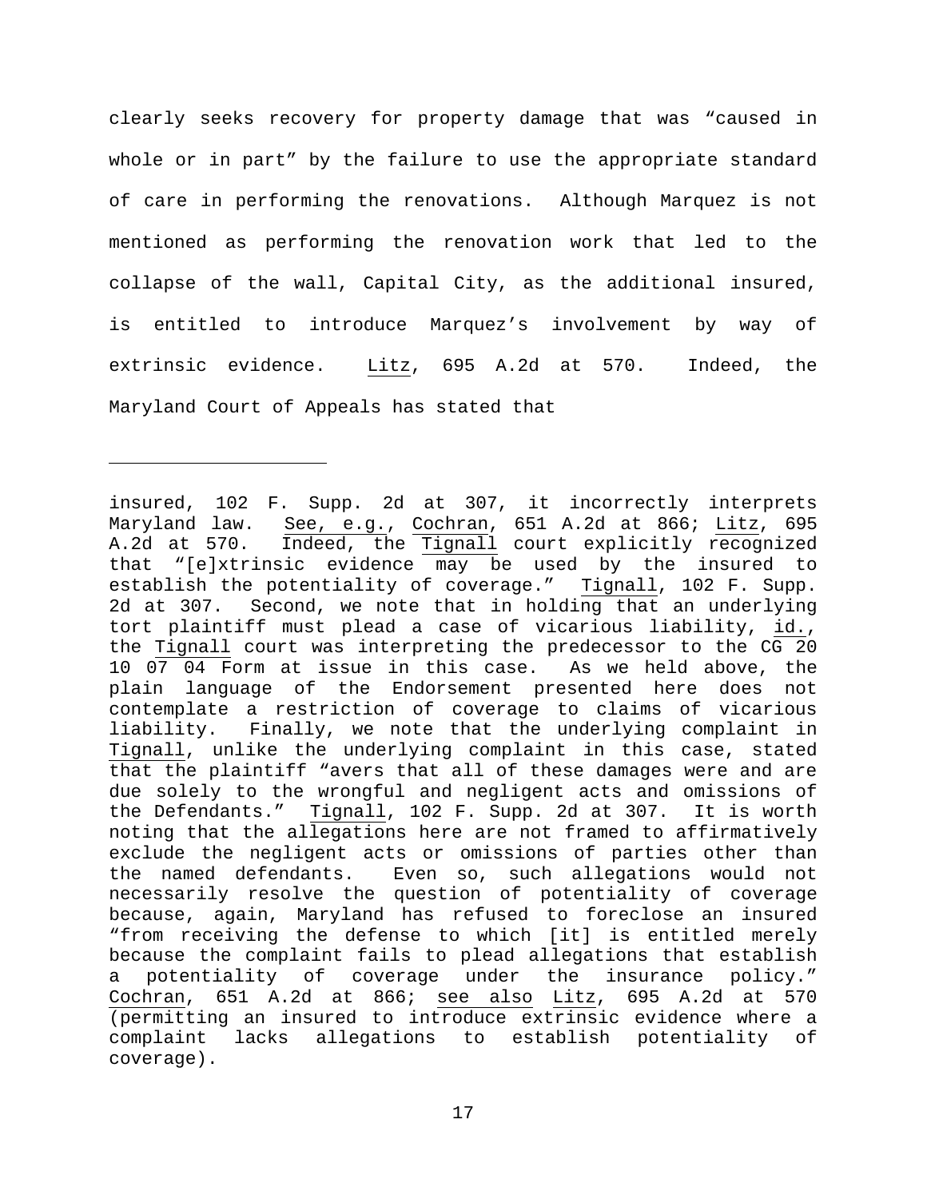clearly seeks recovery for property damage that was "caused in whole or in part" by the failure to use the appropriate standard of care in performing the renovations. Although Marquez is not mentioned as performing the renovation work that led to the collapse of the wall, Capital City, as the additional insured, is entitled to introduce Marquez's involvement by way of extrinsic evidence. Litz, 695 A.2d at 570. Indeed, the Maryland Court of Appeals has stated that

---

insured, 102 F. Supp. 2d at 307, it incorrectly interprets Maryland law. See, e.g., Cochran, 651 A.2d at 866; Litz, 695 A.2d at 570. Indeed, the Tignall court explicitly recognized that "[e]xtrinsic evidence may be used by the insured to establish the potentiality of coverage." Tignall, 102 F. Supp. 2d at 307. Second, we note that in holding that an underlying tort plaintiff must plead a case of vicarious liability, id., the Tignall court was interpreting the predecessor to the CG 20 10 07 04 Form at issue in this case. As we held above, the plain language of the Endorsement presented here does not contemplate a restriction of coverage to claims of vicarious liability. Finally, we note that the underlying complaint in Tignall, unlike the underlying complaint in this case, stated that the plaintiff "avers that all of these damages were and are due solely to the wrongful and negligent acts and omissions of the Defendants." Tignall, 102 F. Supp. 2d at 307. It is worth noting that the allegations here are not framed to affirmatively exclude the negligent acts or omissions of parties other than the named defendants. Even so, such allegations would not necessarily resolve the question of potentiality of coverage because, again, Maryland has refused to foreclose an insured "from receiving the defense to which [it] is entitled merely because the complaint fails to plead allegations that establish a potentiality of coverage under the insurance policy." Cochran, 651 A.2d at 866; see also Litz, 695 A.2d at 570 (permitting an insured to introduce extrinsic evidence where a complaint lacks allegations to establish potentiality of coverage).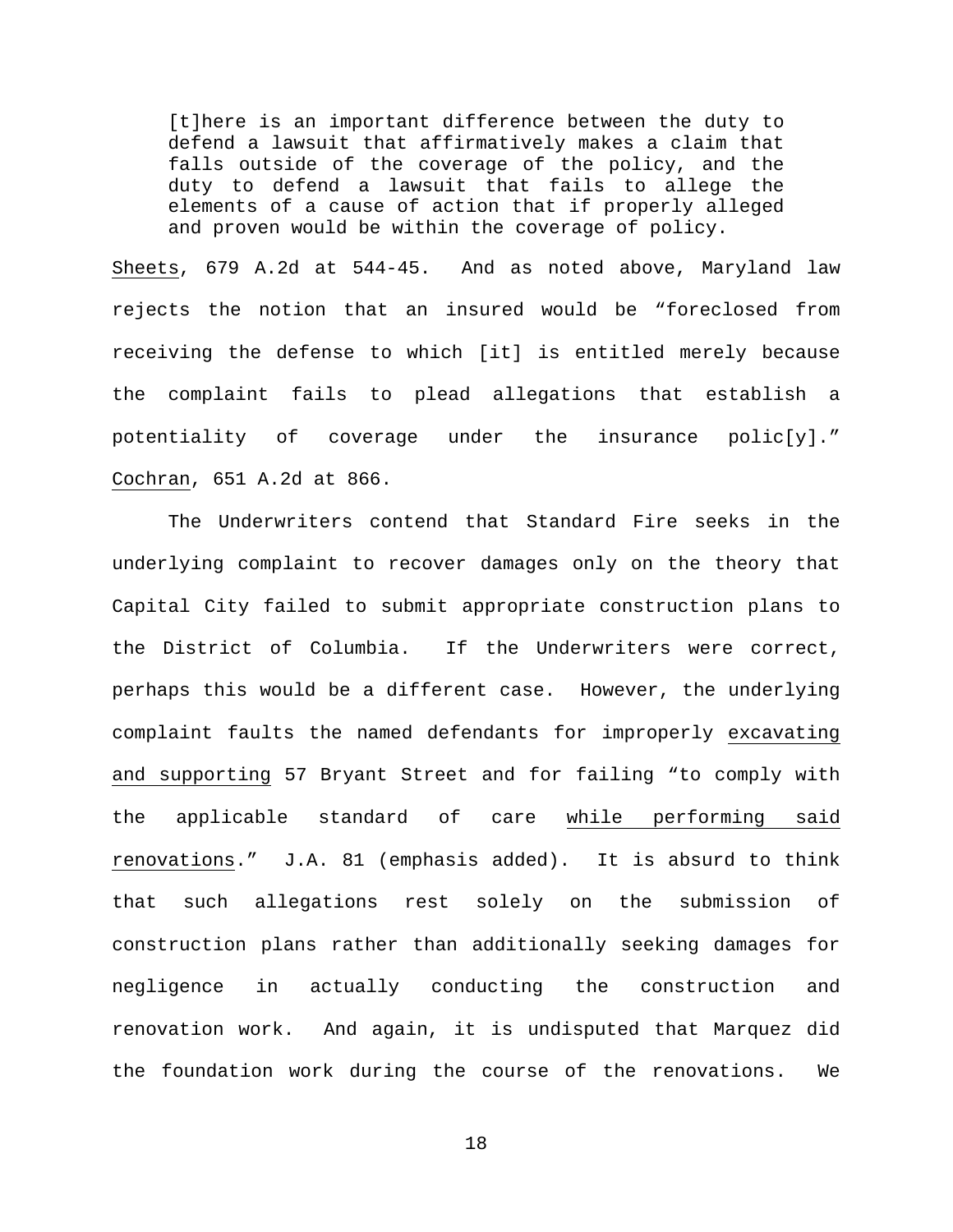> [t]here is an important difference between the duty to defend a lawsuit that affirmatively makes a claim that falls outside of the coverage of the policy, and the duty to defend a lawsuit that fails to allege the elements of a cause of action that if properly alleged and proven would be within the coverage of policy.

Sheets, 679 A.2d at 544-45. And as noted above, Maryland law rejects the notion that an insured would be "foreclosed from receiving the defense to which [it] is entitled merely because the complaint fails to plead allegations that establish a potentiality of coverage under the insurance polic[y]." Cochran, 651 A.2d at 866.

The Underwriters contend that Standard Fire seeks in the underlying complaint to recover damages only on the theory that Capital City failed to submit appropriate construction plans to the District of Columbia. If the Underwriters were correct, perhaps this would be a different case. However, the underlying complaint faults the named defendants for improperly excavating and supporting 57 Bryant Street and for failing "to comply with the applicable standard of care while performing said renovations." J.A. 81 (emphasis added). It is absurd to think that such allegations rest solely on the submission of construction plans rather than additionally seeking damages for negligence in actually conducting the construction and renovation work. And again, it is undisputed that Marquez did the foundation work during the course of the renovations. We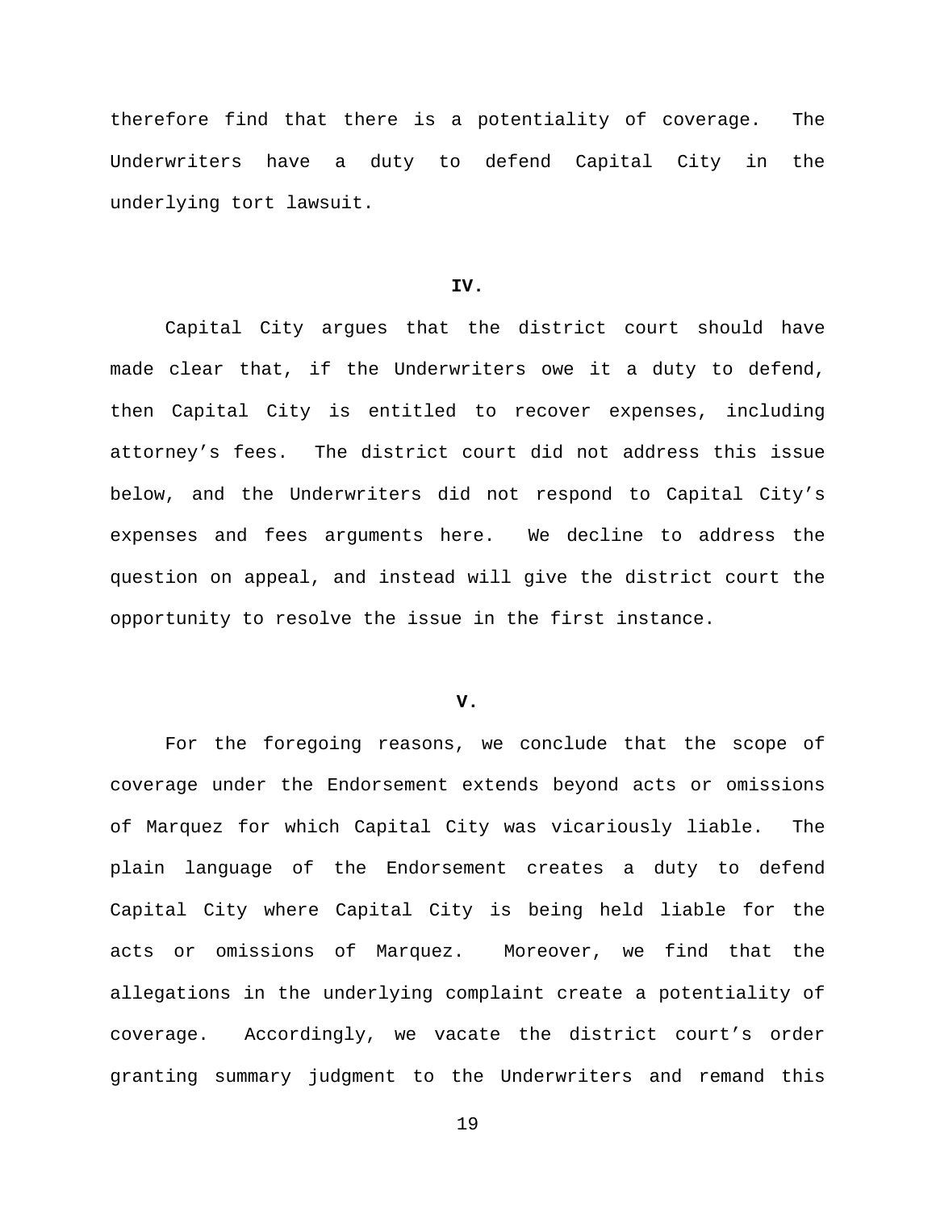therefore find that there is a potentiality of coverage. The Underwriters have a duty to defend Capital City in the underlying tort lawsuit.

## IV.

Capital City argues that the district court should have made clear that, if the Underwriters owe it a duty to defend, then Capital City is entitled to recover expenses, including attorney's fees. The district court did not address this issue below, and the Underwriters did not respond to Capital City's expenses and fees arguments here. We decline to address the question on appeal, and instead will give the district court the opportunity to resolve the issue in the first instance.

## V.

For the foregoing reasons, we conclude that the scope of coverage under the Endorsement extends beyond acts or omissions of Marquez for which Capital City was vicariously liable. The plain language of the Endorsement creates a duty to defend Capital City where Capital City is being held liable for the acts or omissions of Marquez. Moreover, we find that the allegations in the underlying complaint create a potentiality of coverage. Accordingly, we vacate the district court's order granting summary judgment to the Underwriters and remand this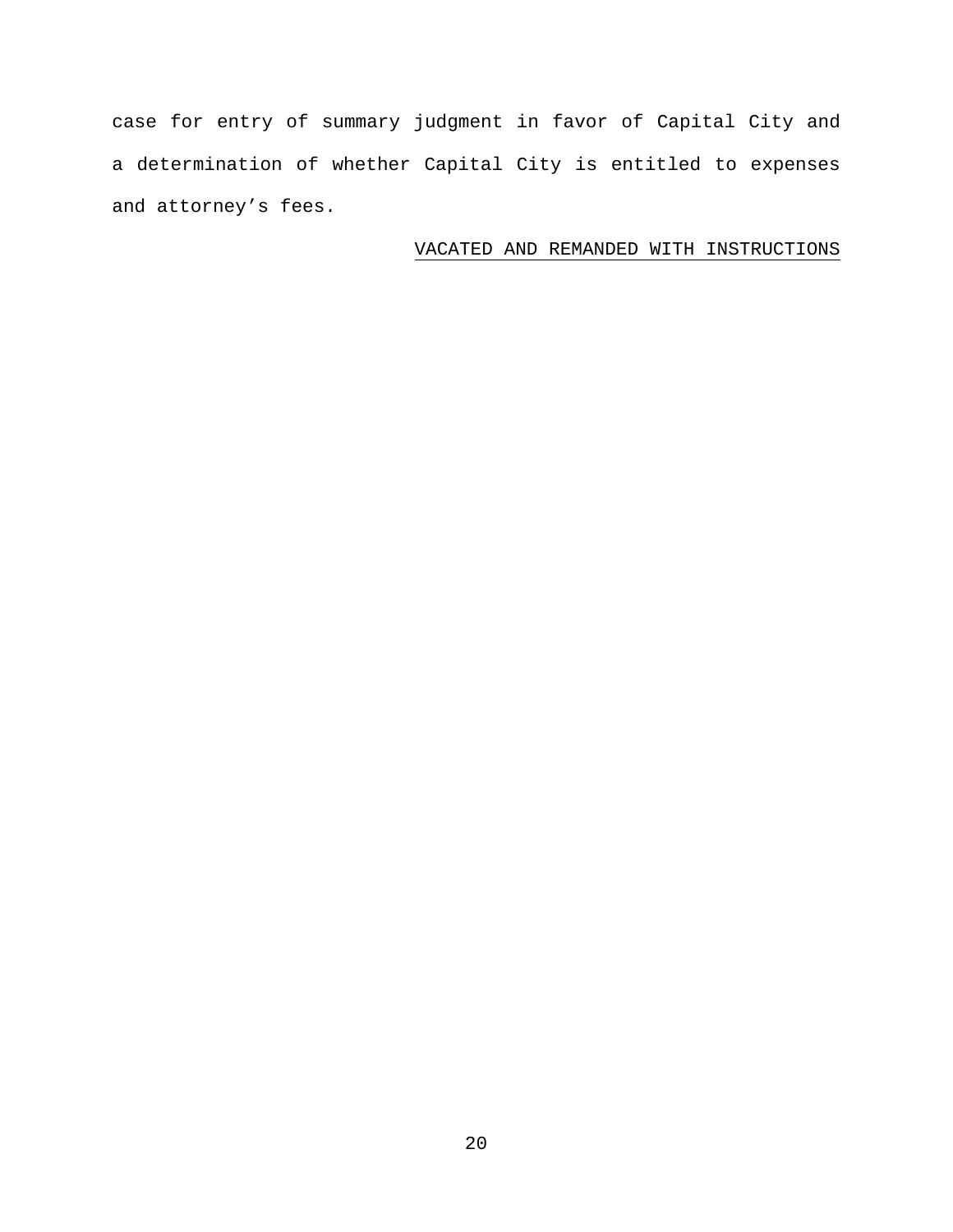case for entry of summary judgment in favor of Capital City and a determination of whether Capital City is entitled to expenses and attorney’s fees.

VACATED AND REMANDED WITH INSTRUCTIONS